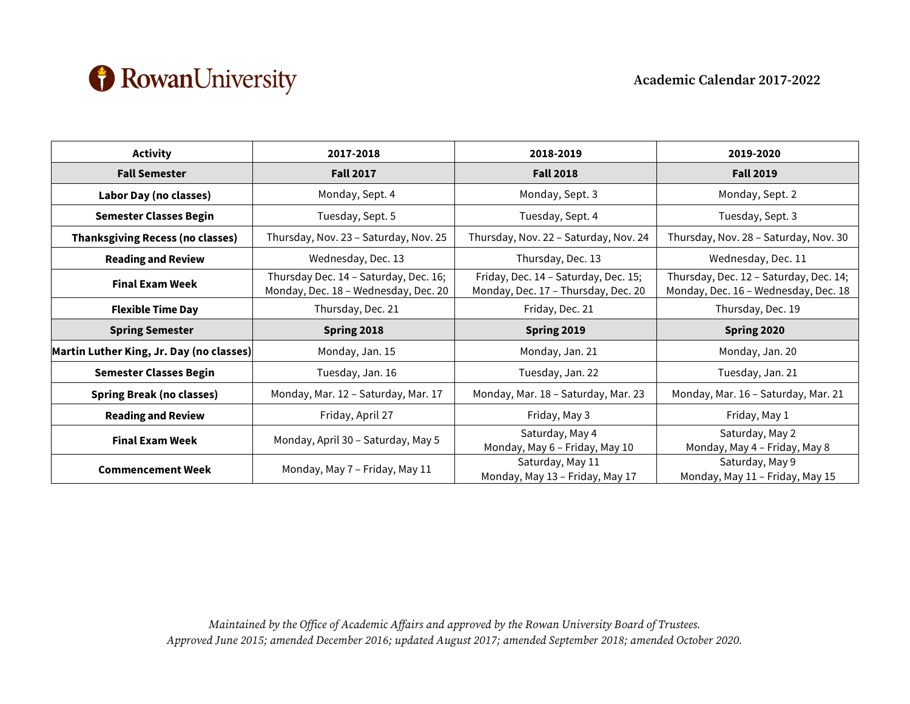# Rowan University

## Academic Calendar 2017-2022

| Activity | 2017-2018 | 2018-2019 | 2019-2020 |
|---|---|---|---|
| **Fall Semester** | **Fall 2017** | **Fall 2018** | **Fall 2019** |
| **Labor Day (no classes)** | Monday, Sept. 4 | Monday, Sept. 3 | Monday, Sept. 2 |
| **Semester Classes Begin** | Tuesday, Sept. 5 | Tuesday, Sept. 4 | Tuesday, Sept. 3 |
| **Thanksgiving Recess (no classes)** | Thursday, Nov. 23 – Saturday, Nov. 25 | Thursday, Nov. 22 – Saturday, Nov. 24 | Thursday, Nov. 28 – Saturday, Nov. 30 |
| **Reading and Review** | Wednesday, Dec. 13 | Thursday, Dec. 13 | Wednesday, Dec. 11 |
| **Final Exam Week** | Thursday Dec. 14 – Saturday, Dec. 16; Monday, Dec. 18 – Wednesday, Dec. 20 | Friday, Dec. 14 – Saturday, Dec. 15; Monday, Dec. 17 – Thursday, Dec. 20 | Thursday, Dec. 12 – Saturday, Dec. 14; Monday, Dec. 16 – Wednesday, Dec. 18 |
| **Flexible Time Day** | Thursday, Dec. 21 | Friday, Dec. 21 | Thursday, Dec. 19 |
| **Spring Semester** | **Spring 2018** | **Spring 2019** | **Spring 2020** |
| **Martin Luther King, Jr. Day (no classes)** | Monday, Jan. 15 | Monday, Jan. 21 | Monday, Jan. 20 |
| **Semester Classes Begin** | Tuesday, Jan. 16 | Tuesday, Jan. 22 | Tuesday, Jan. 21 |
| **Spring Break (no classes)** | Monday, Mar. 12 – Saturday, Mar. 17 | Monday, Mar. 18 – Saturday, Mar. 23 | Monday, Mar. 16 – Saturday, Mar. 21 |
| **Reading and Review** | Friday, April 27 | Friday, May 3 | Friday, May 1 |
| **Final Exam Week** | Monday, April 30 – Saturday, May 5 | Saturday, May 4 Monday, May 6 – Friday, May 10 | Saturday, May 2 Monday, May 4 – Friday, May 8 |
| **Commencement Week** | Monday, May 7 – Friday, May 11 | Saturday, May 11 Monday, May 13 – Friday, May 17 | Saturday, May 9 Monday, May 11 – Friday, May 15 |

*Maintained by the Office of Academic Affairs and approved by the Rowan University Board of Trustees.*
*Approved June 2015; amended December 2016; updated August 2017; amended September 2018; amended October 2020.*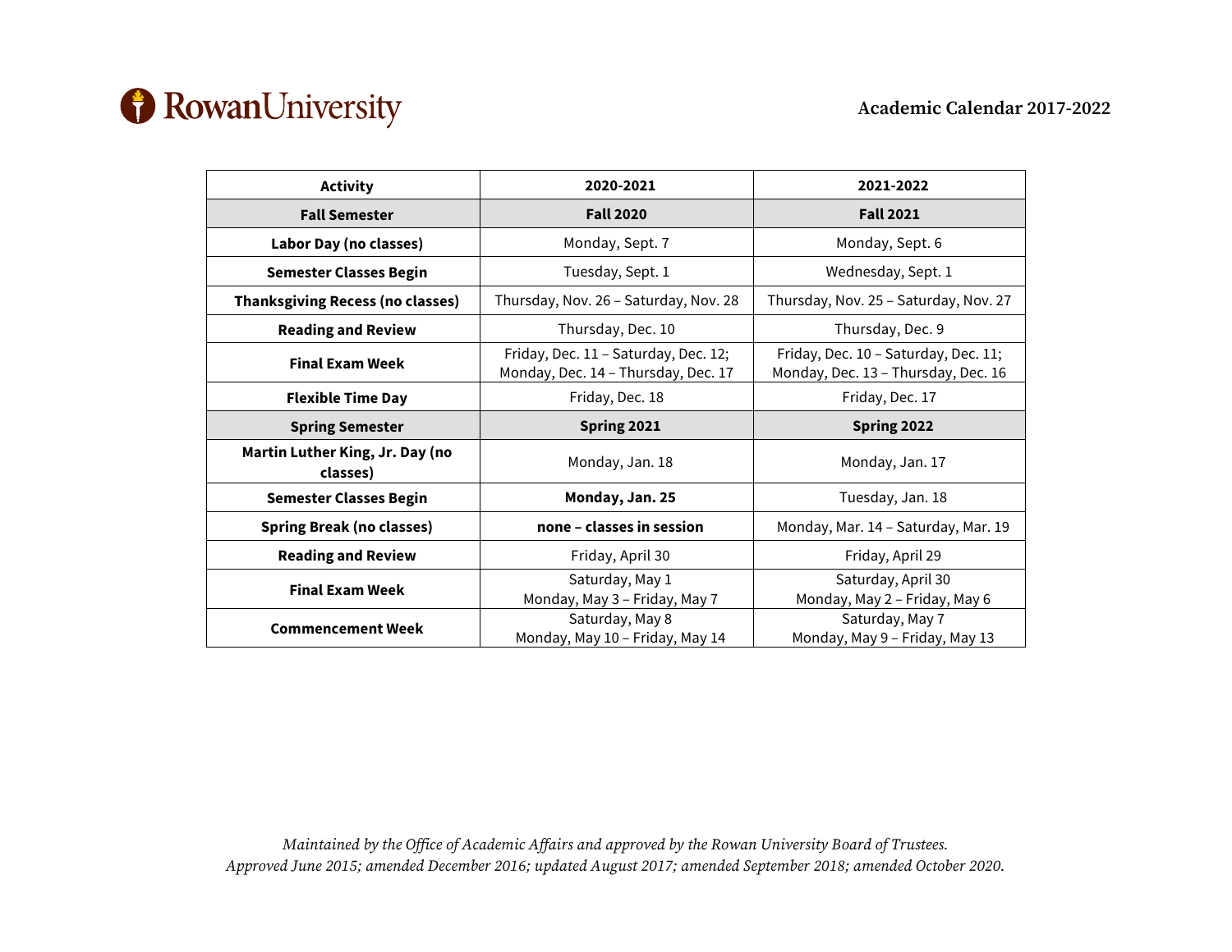Rowan University

**Academic Calendar 2017-2022**

| Activity | 2020-2021 | 2021-2022 |
|---|---|---|
| **Fall Semester** | **Fall 2020** | **Fall 2021** |
| **Labor Day (no classes)** | Monday, Sept. 7 | Monday, Sept. 6 |
| **Semester Classes Begin** | Tuesday, Sept. 1 | Wednesday, Sept. 1 |
| **Thanksgiving Recess (no classes)** | Thursday, Nov. 26 – Saturday, Nov. 28 | Thursday, Nov. 25 – Saturday, Nov. 27 |
| **Reading and Review** | Thursday, Dec. 10 | Thursday, Dec. 9 |
| **Final Exam Week** | Friday, Dec. 11 – Saturday, Dec. 12; Monday, Dec. 14 – Thursday, Dec. 17 | Friday, Dec. 10 – Saturday, Dec. 11; Monday, Dec. 13 – Thursday, Dec. 16 |
| **Flexible Time Day** | Friday, Dec. 18 | Friday, Dec. 17 |
| **Spring Semester** | **Spring 2021** | **Spring 2022** |
| **Martin Luther King, Jr. Day (no classes)** | Monday, Jan. 18 | Monday, Jan. 17 |
| **Semester Classes Begin** | **Monday, Jan. 25** | Tuesday, Jan. 18 |
| **Spring Break (no classes)** | **none – classes in session** | Monday, Mar. 14 – Saturday, Mar. 19 |
| **Reading and Review** | Friday, April 30 | Friday, April 29 |
| **Final Exam Week** | Saturday, May 1<br>Monday, May 3 – Friday, May 7 | Saturday, April 30<br>Monday, May 2 – Friday, May 6 |
| **Commencement Week** | Saturday, May 8<br>Monday, May 10 – Friday, May 14 | Saturday, May 7<br>Monday, May 9 – Friday, May 13 |

*Maintained by the Office of Academic Affairs and approved by the Rowan University Board of Trustees.*
*Approved June 2015; amended December 2016; updated August 2017; amended September 2018; amended October 2020.*